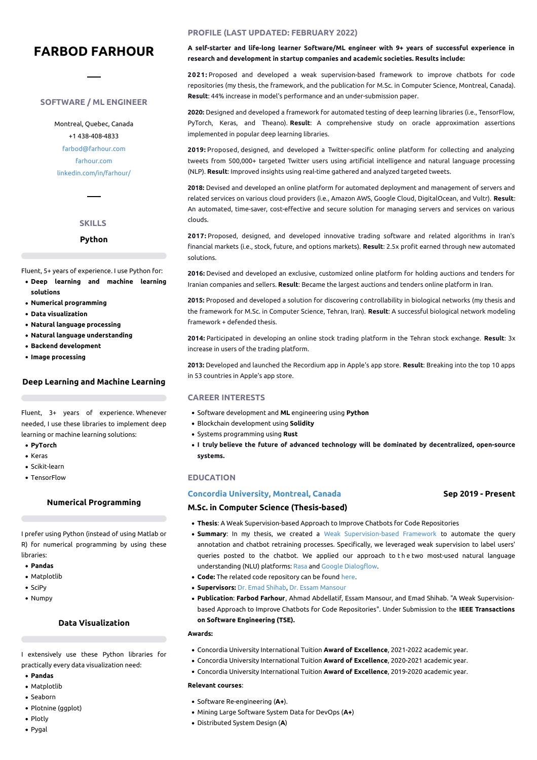# FARBOD FARHOUR

## SOFTWARE / ML ENGINEER

Montreal, Quebec, Canada
+1 438-408-4833
farbod@farhour.com
farhour.com
linkedin.com/in/farhour/

## SKILLS

### Python

Fluent, 5+ years of experience. I use Python for:

- **Deep learning and machine learning solutions**
- **Numerical programming**
- **Data visualization**
- **Natural language processing**
- **Natural language understanding**
- **Backend development**
- **Image processing**

### Deep Learning and Machine Learning

Fluent, 3+ years of experience. Whenever needed, I use these libraries to implement deep learning or machine learning solutions:

- **PyTorch**
- Keras
- Scikit-learn
- TensorFlow

### Numerical Programming

I prefer using Python (instead of using Matlab or R) for numerical programming by using these libraries:

- **Pandas**
- Matplotlib
- SciPy
- Numpy

### Data Visualization

I extensively use these Python libraries for practically every data visualization need:

- **Pandas**
- Matplotlib
- Seaborn
- Plotnine (ggplot)
- Plotly
- Pygal

## PROFILE (LAST UPDATED: FEBRUARY 2022)

**A self-starter and life-long learner Software/ML engineer with 9+ years of successful experience in research and development in startup companies and academic societies. Results include:**

**2021:** Proposed and developed a weak supervision-based framework to improve chatbots for code repositories (my thesis, the framework, and the publication for M.Sc. in Computer Science, Montreal, Canada). **Result**: 44% increase in model's performance and an under-submission paper.

**2020:** Designed and developed a framework for automated testing of deep learning libraries (i.e., TensorFlow, PyTorch, Keras, and Theano). **Result**: A comprehensive study on oracle approximation assertions implemented in popular deep learning libraries.

**2019:** Proposed, designed, and developed a Twitter-specific online platform for collecting and analyzing tweets from 500,000+ targeted Twitter users using artificial intelligence and natural language processing (NLP). **Result**: Improved insights using real-time gathered and analyzed targeted tweets.

**2018:** Devised and developed an online platform for automated deployment and management of servers and related services on various cloud providers (i.e., Amazon AWS, Google Cloud, DigitalOcean, and Vultr). **Result**: An automated, time-saver, cost-effective and secure solution for managing servers and services on various clouds.

**2017:** Proposed, designed, and developed innovative trading software and related algorithms in Iran's financial markets (i.e., stock, future, and options markets). **Result**: 2.5x profit earned through new automated solutions.

**2016:** Devised and developed an exclusive, customized online platform for holding auctions and tenders for Iranian companies and sellers. **Result**: Became the largest auctions and tenders online platform in Iran.

**2015:** Proposed and developed a solution for discovering controllability in biological networks (my thesis and the framework for M.Sc. in Computer Science, Tehran, Iran). **Result**: A successful biological network modeling framework + defended thesis.

**2014:** Participated in developing an online stock trading platform in the Tehran stock exchange. **Result**: 3x increase in users of the trading platform.

**2013:** Developed and launched the Recordium app in Apple's app store. **Result**: Breaking into the top 10 apps in 53 countries in Apple's app store.

## CAREER INTERESTS

- Software development and **ML** engineering using **Python**
- Blockchain development using **Solidity**
- Systems programming using **Rust**
- **I truly believe the future of advanced technology will be dominated by decentralized, open-source systems.**

## EDUCATION

### Concordia University, Montreal, Canada — Sep 2019 - Present

**M.Sc. in Computer Science (Thesis-based)**

- **Thesis**: A Weak Supervision-based Approach to Improve Chatbots for Code Repositories
- **Summary**: In my thesis, we created a Weak Supervision-based Framework to automate the query annotation and chatbot retraining processes. Specifically, we leveraged weak supervision to label users' queries posted to the chatbot. We applied our approach to the two most-used natural language understanding (NLU) platforms: Rasa and Google Dialogflow.
- **Code:** The related code repository can be found here.
- **Supervisors:** Dr. Emad Shihab, Dr. Essam Mansour
- **Publication**: **Farbod Farhour**, Ahmad Abdellatif, Essam Mansour, and Emad Shihab. "A Weak Supervision-based Approach to Improve Chatbots for Code Repositories". Under Submission to the **IEEE Transactions on Software Engineering (TSE).**

**Awards:**

- Concordia University International Tuition **Award of Excellence**, 2021-2022 academic year.
- Concordia University International Tuition **Award of Excellence**, 2020-2021 academic year.
- Concordia University International Tuition **Award of Excellence**, 2019-2020 academic year.

**Relevant courses**:

- Software Re-engineering (**A+**).
- Mining Large Software System Data for DevOps (**A+**)
- Distributed System Design (**A**)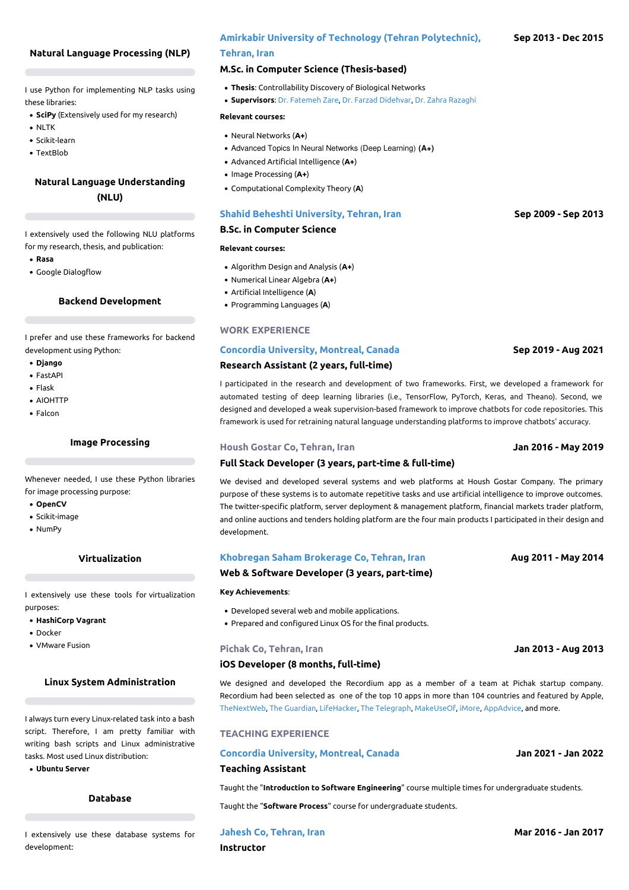### Natural Language Processing (NLP)

I use Python for implementing NLP tasks using these libraries:

- **SciPy** (Extensively used for my research)
- NLTK
- Scikit-learn
- TextBlob

### Natural Language Understanding (NLU)

I extensively used the following NLU platforms for my research, thesis, and publication:

- **Rasa**
- Google Dialogflow

### Backend Development

I prefer and use these frameworks for backend development using Python:

- **Django**
- FastAPI
- Flask
- AIOHTTP
- Falcon

### Image Processing

Whenever needed, I use these Python libraries for image processing purpose:

- **OpenCV**
- Scikit-image
- NumPy

### Virtualization

I extensively use these tools for virtualization purposes:

- **HashiCorp Vagrant**
- Docker
- VMware Fusion

### Linux System Administration

I always turn every Linux-related task into a bash script. Therefore, I am pretty familiar with writing bash scripts and Linux administrative tasks. Most used Linux distribution:

- **Ubuntu Server**

### Database

I extensively use these database systems for development:

### Amirkabir University of Technology (Tehran Polytechnic), Tehran, Iran — Sep 2013 - Dec 2015

**M.Sc. in Computer Science (Thesis-based)**

- **Thesis**: Controllability Discovery of Biological Networks
- **Supervisors**: Dr. Fatemeh Zare, Dr. Farzad Didehvar, Dr. Zahra Razaghi

**Relevant courses:**

- Neural Networks (**A+**)
- Advanced Topics In Neural Networks (Deep Learning) (**A+**)
- Advanced Artificial Intelligence (**A+**)
- Image Processing (**A+**)
- Computational Complexity Theory (**A**)

### Shahid Beheshti University, Tehran, Iran — Sep 2009 - Sep 2013

**B.Sc. in Computer Science**

**Relevant courses:**

- Algorithm Design and Analysis (**A+**)
- Numerical Linear Algebra (**A+**)
- Artificial Intelligence (**A**)
- Programming Languages (**A**)

## WORK EXPERIENCE

### Concordia University, Montreal, Canada — Sep 2019 - Aug 2021

**Research Assistant (2 years, full-time)**

I participated in the research and development of two frameworks. First, we developed a framework for automated testing of deep learning libraries (i.e., TensorFlow, PyTorch, Keras, and Theano). Second, we designed and developed a weak supervision-based framework to improve chatbots for code repositories. This framework is used for retraining natural language understanding platforms to improve chatbots' accuracy.

### Housh Gostar Co, Tehran, Iran — Jan 2016 - May 2019

**Full Stack Developer (3 years, part-time & full-time)**

We devised and developed several systems and web platforms at Housh Gostar Company. The primary purpose of these systems is to automate repetitive tasks and use artificial intelligence to improve outcomes. The twitter-specific platform, server deployment & management platform, financial markets trader platform, and online auctions and tenders holding platform are the four main products I participated in their design and development.

### Khobregan Saham Brokerage Co, Tehran, Iran — Aug 2011 - May 2014

**Web & Software Developer (3 years, part-time)**

**Key Achievements**:

- Developed several web and mobile applications.
- Prepared and configured Linux OS for the final products.

### Pichak Co, Tehran, Iran — Jan 2013 - Aug 2013

**iOS Developer (8 months, full-time)**

We designed and developed the Recordium app as a member of a team at Pichak startup company. Recordium had been selected as one of the top 10 apps in more than 104 countries and featured by Apple, TheNextWeb, The Guardian, LifeHacker, The Telegraph, MakeUseOf, iMore, AppAdvice, and more.

## TEACHING EXPERIENCE

### Concordia University, Montreal, Canada — Jan 2021 - Jan 2022

**Teaching Assistant**

Taught the "**Introduction to Software Engineering**" course multiple times for undergraduate students.

Taught the "**Software Process**" course for undergraduate students.

### Jahesh Co, Tehran, Iran — Mar 2016 - Jan 2017

**Instructor**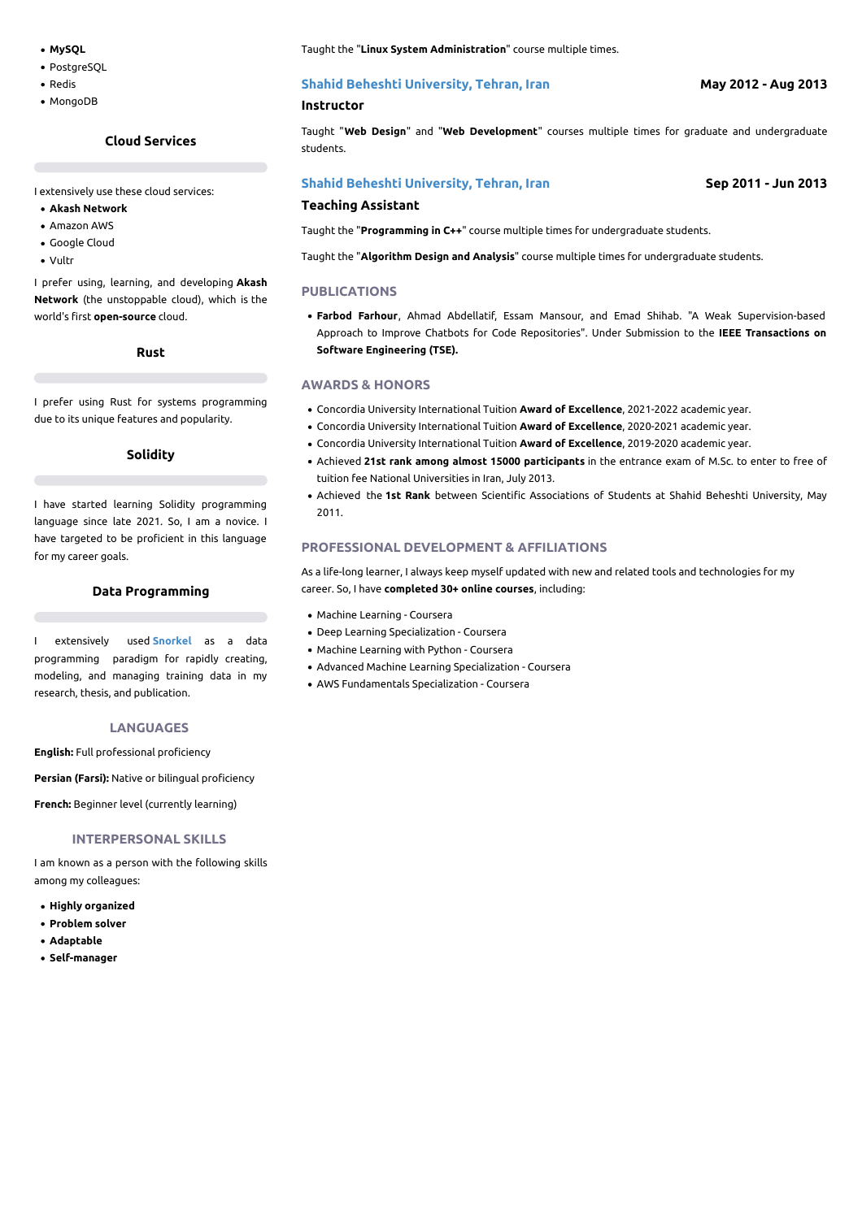- **MySQL**
- PostgreSQL
- Redis
- MongoDB

### Cloud Services

I extensively use these cloud services:

- **Akash Network**
- Amazon AWS
- Google Cloud
- Vultr

I prefer using, learning, and developing **Akash Network** (the unstoppable cloud), which is the world's first **open-source** cloud.

### Rust

I prefer using Rust for systems programming due to its unique features and popularity.

### Solidity

I have started learning Solidity programming language since late 2021. So, I am a novice. I have targeted to be proficient in this language for my career goals.

### Data Programming

I extensively used **Snorkel** as a data programming paradigm for rapidly creating, modeling, and managing training data in my research, thesis, and publication.

## LANGUAGES

**English:** Full professional proficiency

**Persian (Farsi):** Native or bilingual proficiency

**French:** Beginner level (currently learning)

## INTERPERSONAL SKILLS

I am known as a person with the following skills among my colleagues:

- **Highly organized**
- **Problem solver**
- **Adaptable**
- **Self-manager**

Taught the "**Linux System Administration**" course multiple times.

### Shahid Beheshti University, Tehran, Iran — May 2012 - Aug 2013

**Instructor**

Taught "**Web Design**" and "**Web Development**" courses multiple times for graduate and undergraduate students.

### Shahid Beheshti University, Tehran, Iran — Sep 2011 - Jun 2013

**Teaching Assistant**

Taught the "**Programming in C++**" course multiple times for undergraduate students.

Taught the "**Algorithm Design and Analysis**" course multiple times for undergraduate students.

## PUBLICATIONS

- **Farbod Farhour**, Ahmad Abdellatif, Essam Mansour, and Emad Shihab. "A Weak Supervision-based Approach to Improve Chatbots for Code Repositories". Under Submission to the **IEEE Transactions on Software Engineering (TSE).**

## AWARDS & HONORS

- Concordia University International Tuition **Award of Excellence**, 2021-2022 academic year.
- Concordia University International Tuition **Award of Excellence**, 2020-2021 academic year.
- Concordia University International Tuition **Award of Excellence**, 2019-2020 academic year.
- Achieved **21st rank among almost 15000 participants** in the entrance exam of M.Sc. to enter to free of tuition fee National Universities in Iran, July 2013.
- Achieved the **1st Rank** between Scientific Associations of Students at Shahid Beheshti University, May 2011.

## PROFESSIONAL DEVELOPMENT & AFFILIATIONS

As a life-long learner, I always keep myself updated with new and related tools and technologies for my career. So, I have **completed 30+ online courses**, including:

- Machine Learning - Coursera
- Deep Learning Specialization - Coursera
- Machine Learning with Python - Coursera
- Advanced Machine Learning Specialization - Coursera
- AWS Fundamentals Specialization - Coursera